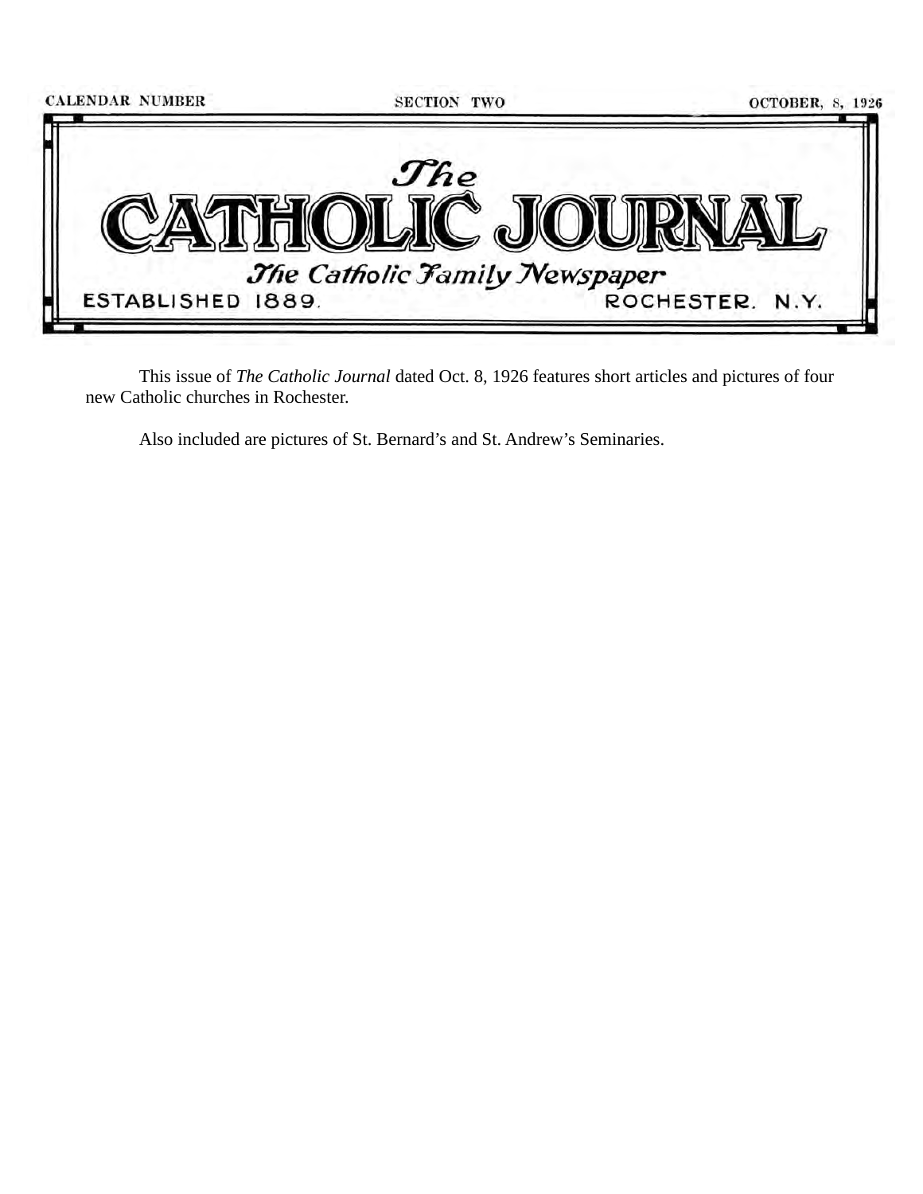CALENDAR NUMBER SECTION TWO OCTOBER, 8, 1926

# *The* CATHOLIC JOURNAL

*The Catholic Family Newspaper*

ESTABLISHED 1889. ROCHESTER. N.Y.

This issue of *The Catholic Journal* dated Oct. 8, 1926 features short articles and pictures of four new Catholic churches in Rochester.

Also included are pictures of St. Bernard's and St. Andrew's Seminaries.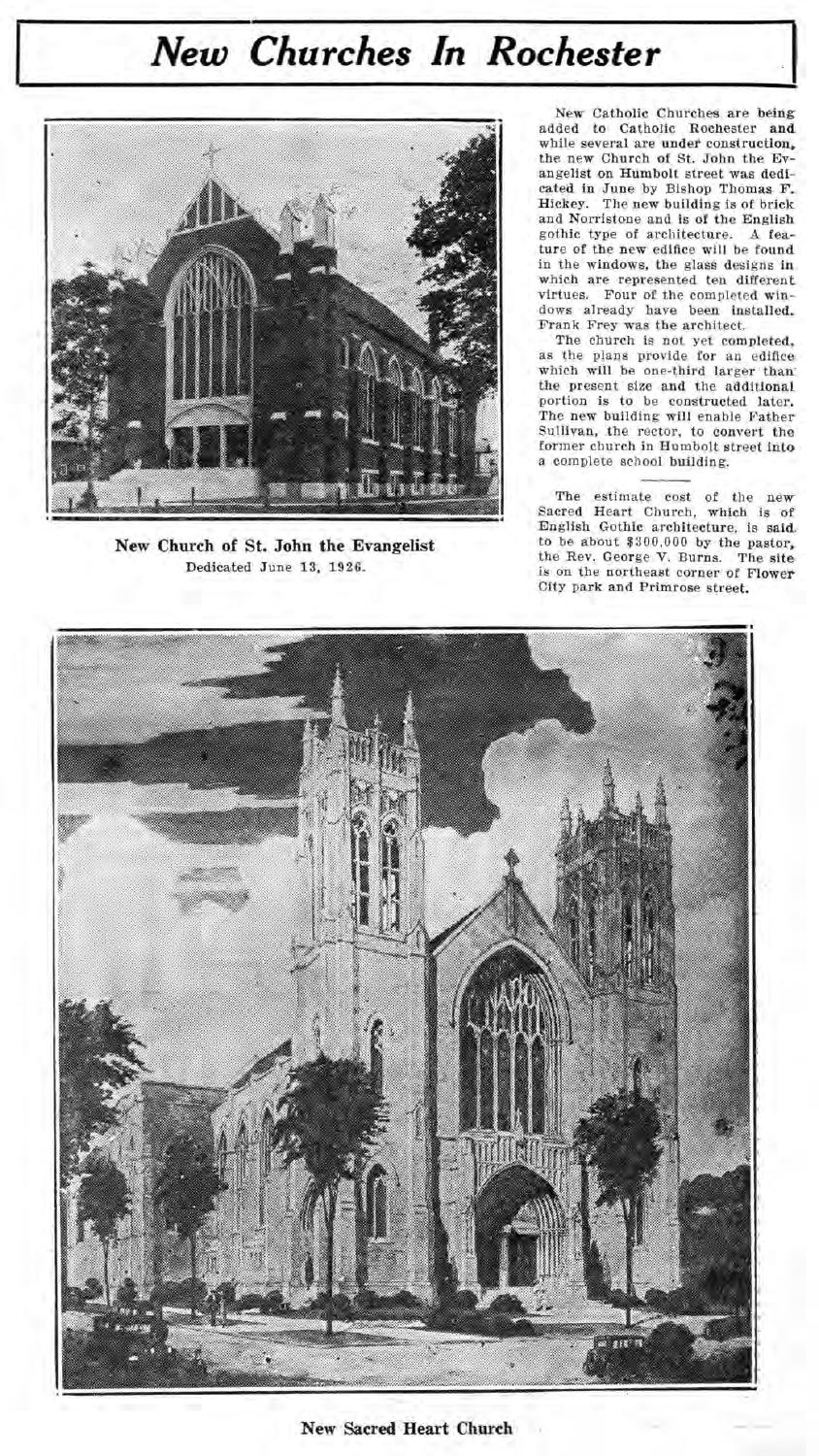# New Churches In Rochester

**New Church of St. John the Evangelist**
Dedicated June 13, 1926.

New Catholic Churches are being added to Catholic Rochester and while several are under construction, the new Church of St. John the Evangelist on Humbolt street was dedicated in June by Bishop Thomas F. Hickey. The new building is of brick and Norristone and is of the English gothic type of architecture. A feature of the new edifice will be found in the windows, the glass designs in which are represented ten different virtues. Four of the completed windows already have been installed. Frank Frey was the architect.

The church is not yet completed, as the plans provide for an edifice which will be one-third larger than the present size and the additional portion is to be constructed later. The new building will enable Father Sullivan, the rector, to convert the former church in Humbolt street into a complete school building.

---

The estimate cost of the new Sacred Heart Church, which is of English Gothic architecture, is said to be about $300,000 by the pastor, the Rev. George V. Burns. The site is on the northeast corner of Flower City park and Primrose street.

**New Sacred Heart Church**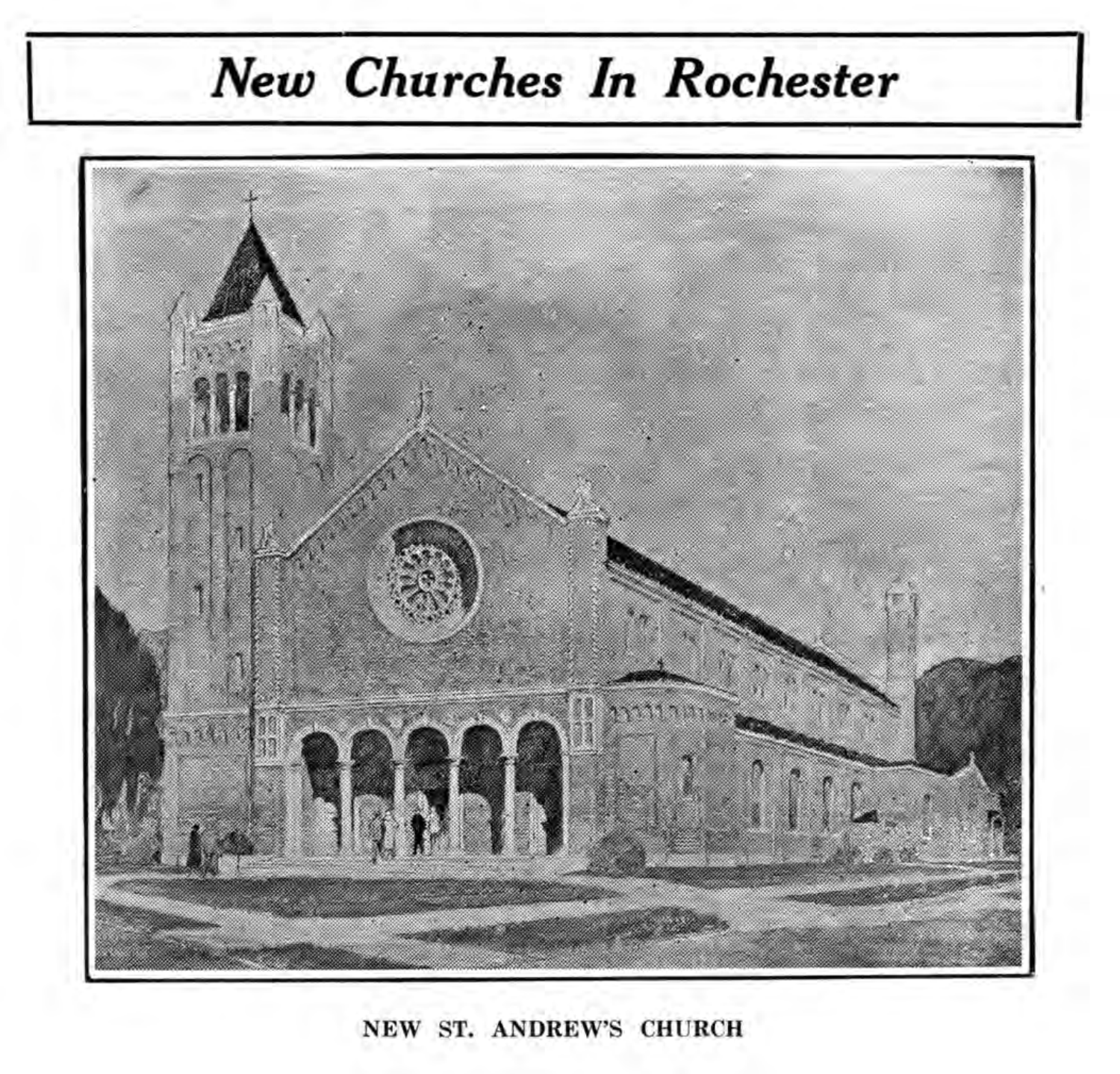# New Churches In Rochester

NEW ST. ANDREW'S CHURCH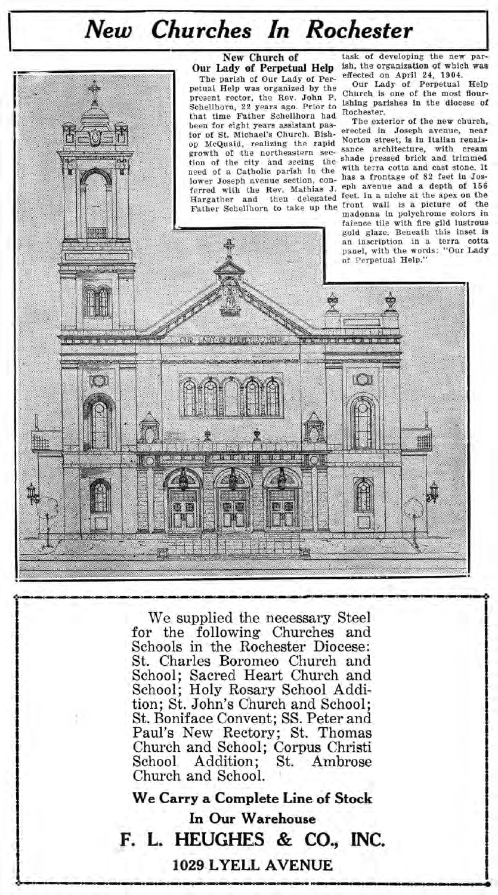# New Churches In Rochester

### New Church of Our Lady of Perpetual Help

The parish of Our Lady of Perpetual Help was organized by the present rector, the Rev. John P. Schellhorn, 22 years ago. Prior to that time Father Schellhorn had been for eight years assistant pastor of St. Michael's Church. Bishop McQuaid, realizing the rapid growth of the northeastern section of the city and seeing the need of a Catholic parish in the lower Joseph avenue section, conferred with the Rev. Mathias J. Hargather and then delegated Father Schellhorn to take up the task of developing the new parish, the organization of which was effected on April 24, 1904.

Our Lady of Perpetual Help Church is one of the most flourishing parishes in the diocese of Rochester.

The exterior of the new church, erected in Joseph avenue, near Norton street, is in Italian renaissance architecture, with cream shade pressed brick and trimmed with terra cotta and cast stone. It has a frontage of 82 feet in Joseph avenue and a depth of 156 feet. In a niche at the apex on the front wall is a picture of the madonna in polychrome colors in faience tile with fire gild lustrous gold glaze. Beneath this inset is an inscription in a terra cotta panel, with the words: "Our Lady of Perpetual Help."

---

We supplied the necessary Steel for the following Churches and Schools in the Rochester Diocese: St. Charles Boromeo Church and School; Sacred Heart Church and School; Holy Rosary School Addition; St. John's Church and School; St. Boniface Convent; SS. Peter and Paul's New Rectory; St. Thomas Church and School; Corpus Christi School Addition; St. Ambrose Church and School.

**We Carry a Complete Line of Stock**

**In Our Warehouse**

**F. L. HEUGHES & CO., INC.**

**1029 LYELL AVENUE**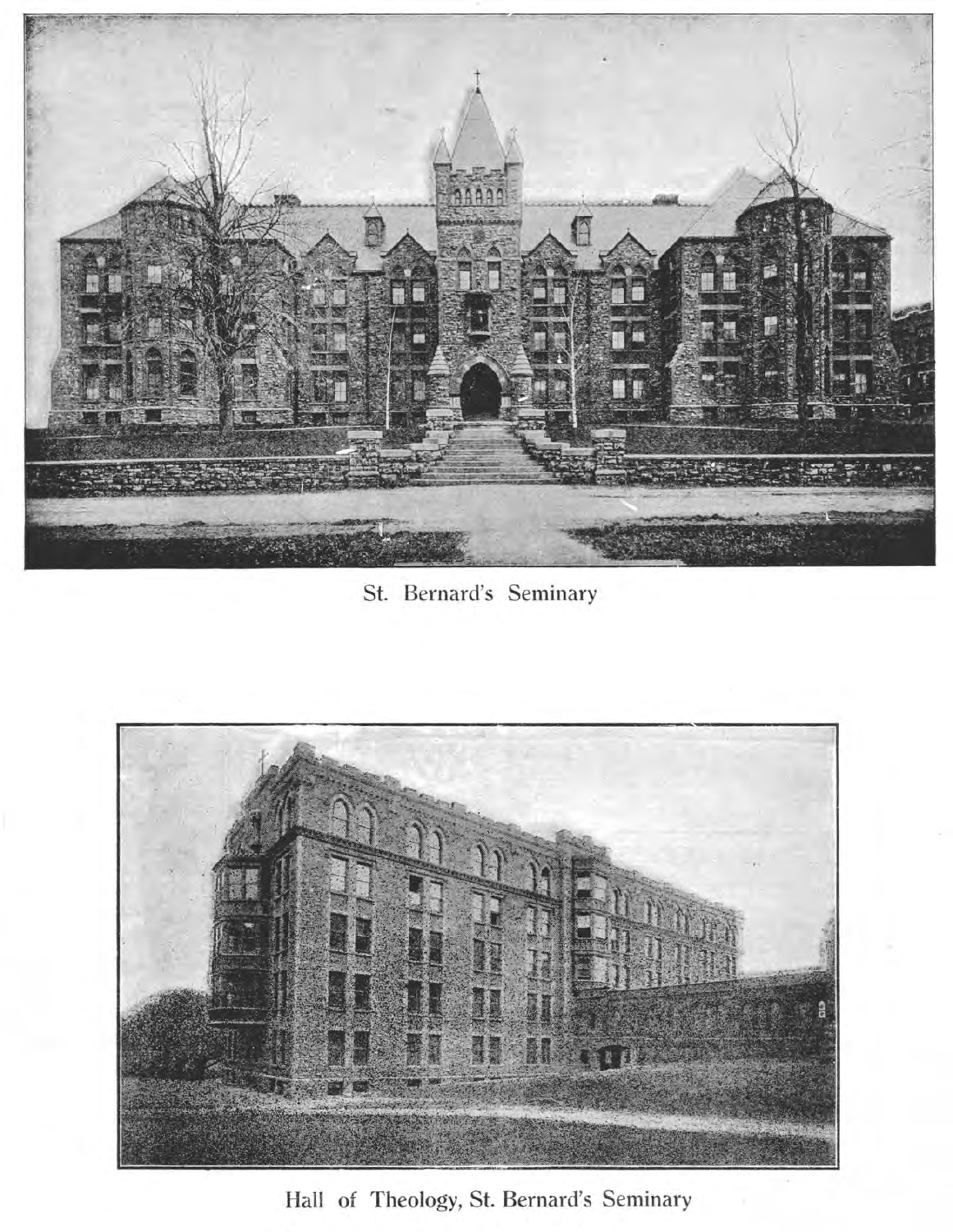St. Bernard's Seminary

Hall of Theology, St. Bernard's Seminary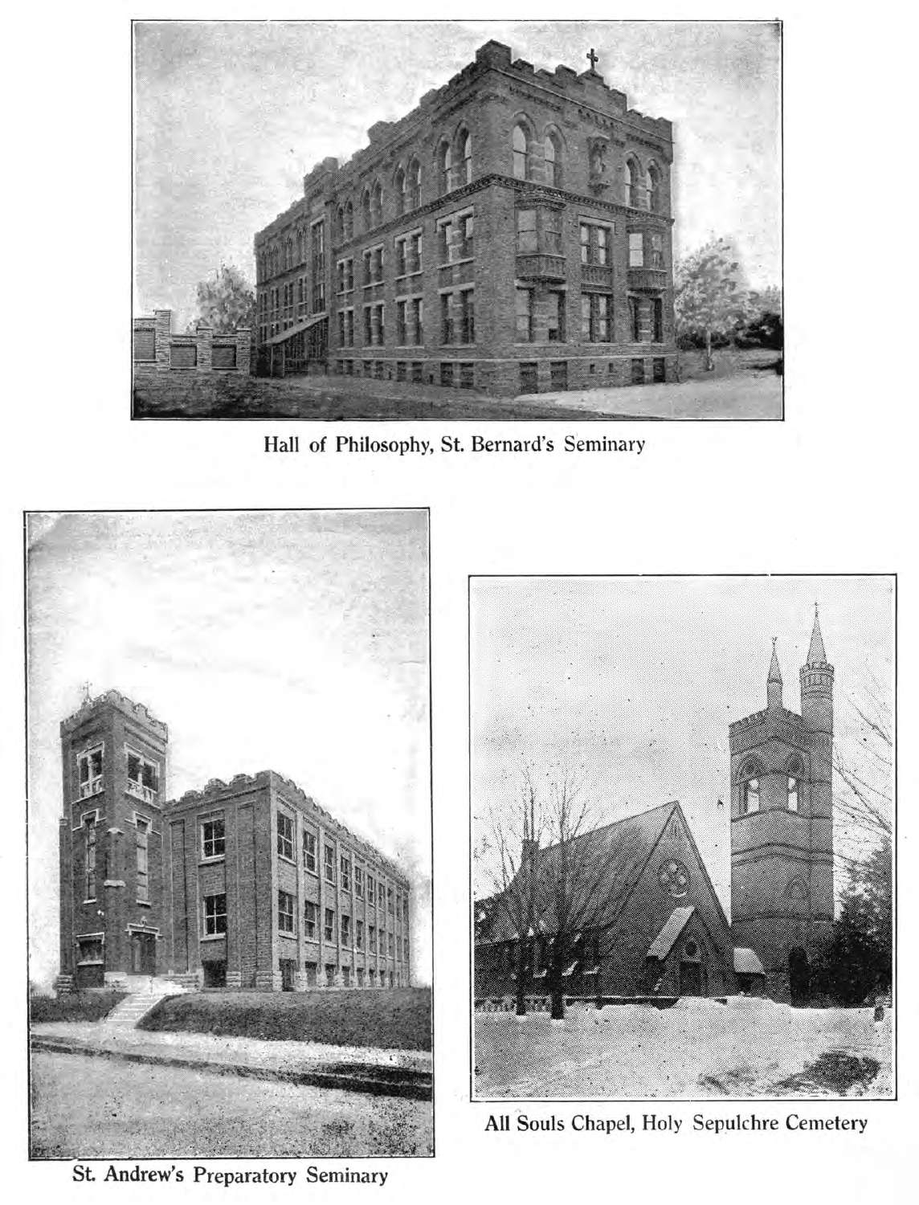Hall of Philosophy, St. Bernard's Seminary

St. Andrew's Preparatory Seminary

All Souls Chapel, Holy Sepulchre Cemetery